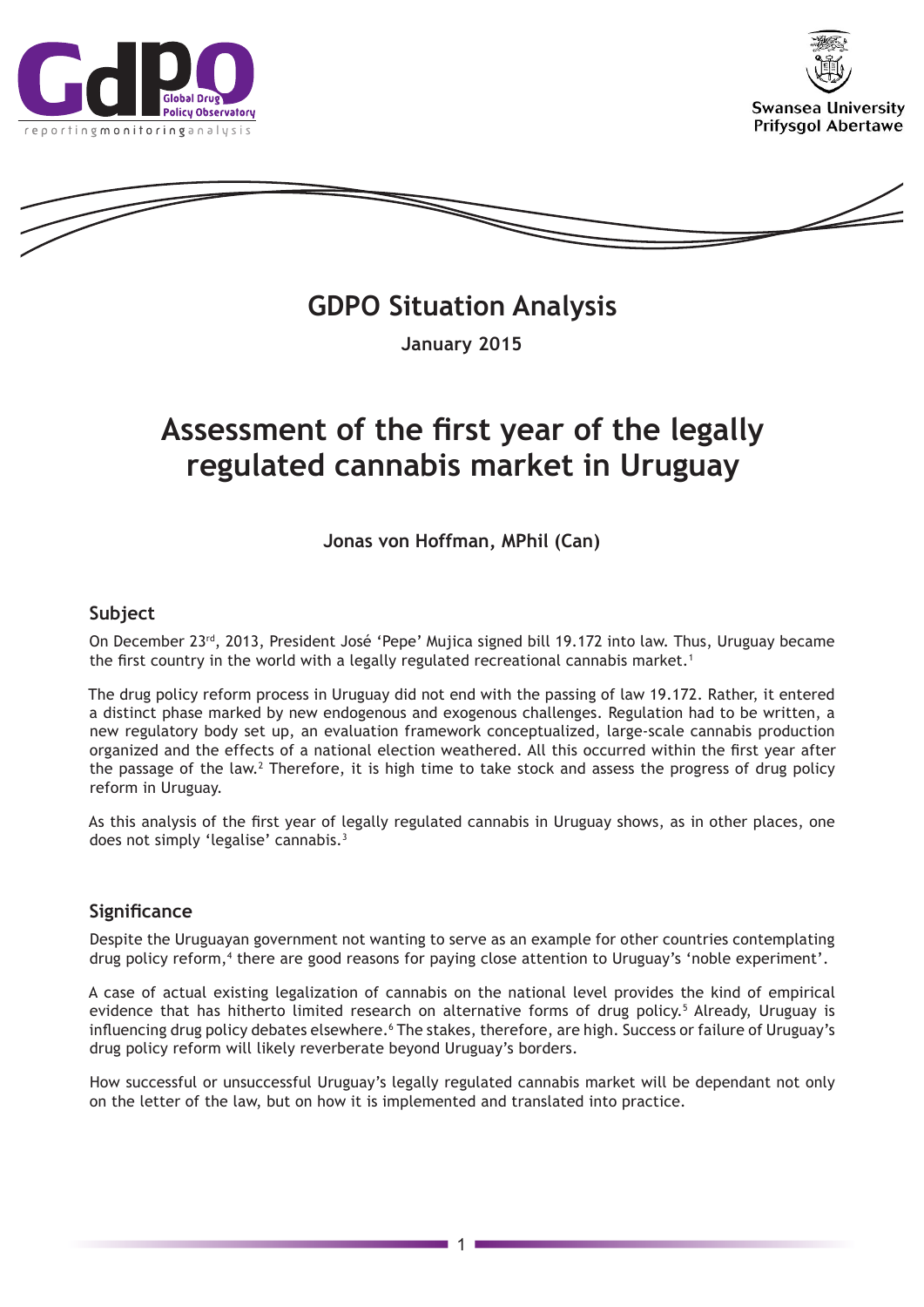GdPO Global Drug Policy Observatory
reporting monitoring analysis

Swansea University
Prifysgol Abertawe

## GDPO Situation Analysis

**January 2015**

# Assessment of the first year of the legally regulated cannabis market in Uruguay

**Jonas von Hoffman, MPhil (Can)**

## Subject

On December 23rd, 2013, President José 'Pepe' Mujica signed bill 19.172 into law. Thus, Uruguay became the first country in the world with a legally regulated recreational cannabis market.[1]

The drug policy reform process in Uruguay did not end with the passing of law 19.172. Rather, it entered a distinct phase marked by new endogenous and exogenous challenges. Regulation had to be written, a new regulatory body set up, an evaluation framework conceptualized, large-scale cannabis production organized and the effects of a national election weathered. All this occurred within the first year after the passage of the law.[2] Therefore, it is high time to take stock and assess the progress of drug policy reform in Uruguay.

As this analysis of the first year of legally regulated cannabis in Uruguay shows, as in other places, one does not simply 'legalise' cannabis.[3]

## Significance

Despite the Uruguayan government not wanting to serve as an example for other countries contemplating drug policy reform,[4] there are good reasons for paying close attention to Uruguay's 'noble experiment'.

A case of actual existing legalization of cannabis on the national level provides the kind of empirical evidence that has hitherto limited research on alternative forms of drug policy.[5] Already, Uruguay is influencing drug policy debates elsewhere.[6] The stakes, therefore, are high. Success or failure of Uruguay's drug policy reform will likely reverberate beyond Uruguay's borders.

How successful or unsuccessful Uruguay's legally regulated cannabis market will be dependant not only on the letter of the law, but on how it is implemented and translated into practice.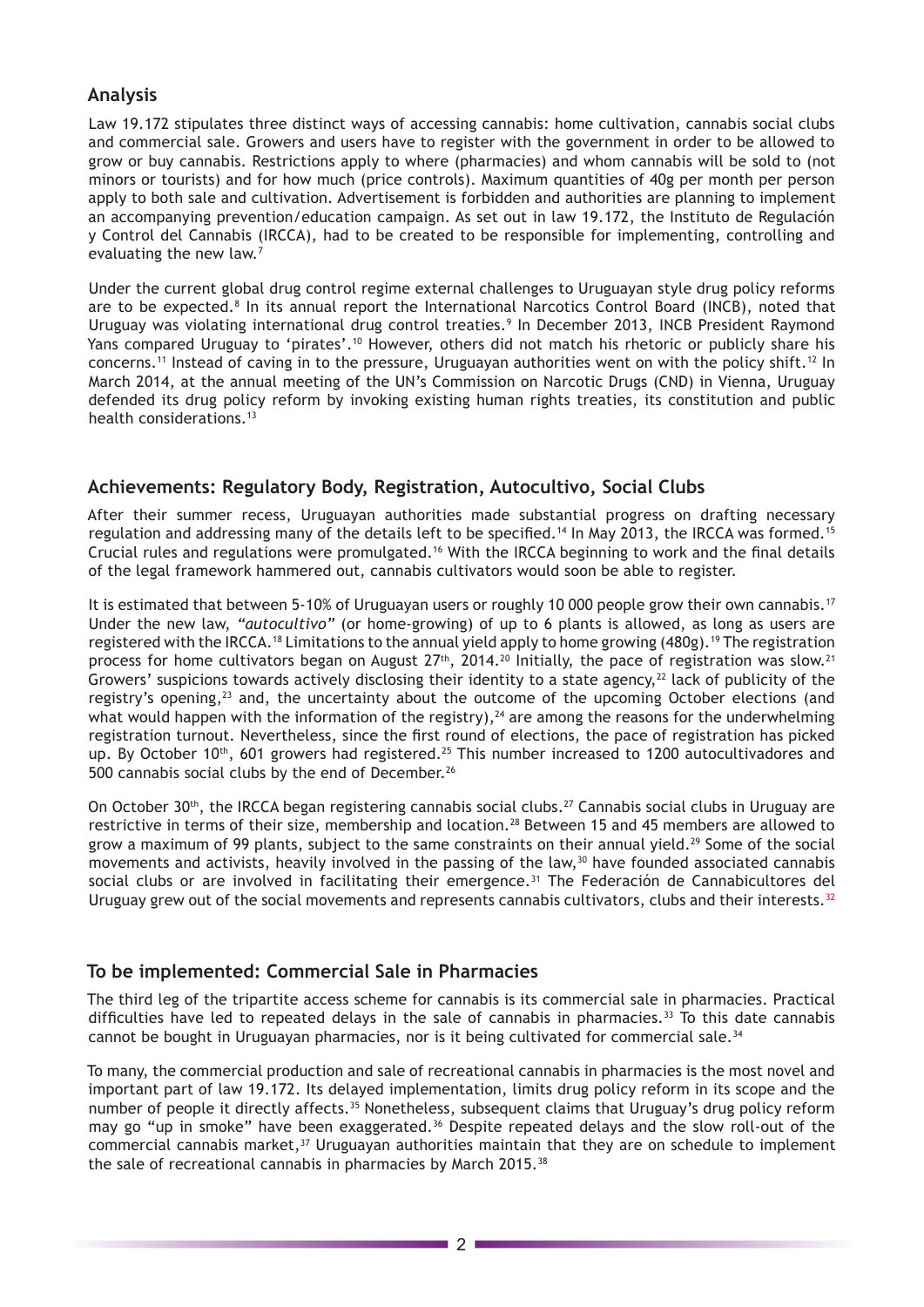## Analysis

Law 19.172 stipulates three distinct ways of accessing cannabis: home cultivation, cannabis social clubs and commercial sale. Growers and users have to register with the government in order to be allowed to grow or buy cannabis. Restrictions apply to where (pharmacies) and whom cannabis will be sold to (not minors or tourists) and for how much (price controls). Maximum quantities of 40g per month per person apply to both sale and cultivation. Advertisement is forbidden and authorities are planning to implement an accompanying prevention/education campaign. As set out in law 19.172, the Instituto de Regulación y Control del Cannabis (IRCCA), had to be created to be responsible for implementing, controlling and evaluating the new law.[7]

Under the current global drug control regime external challenges to Uruguayan style drug policy reforms are to be expected.[8] In its annual report the International Narcotics Control Board (INCB), noted that Uruguay was violating international drug control treaties.[9] In December 2013, INCB President Raymond Yans compared Uruguay to 'pirates'.[10] However, others did not match his rhetoric or publicly share his concerns.[11] Instead of caving in to the pressure, Uruguayan authorities went on with the policy shift.[12] In March 2014, at the annual meeting of the UN's Commission on Narcotic Drugs (CND) in Vienna, Uruguay defended its drug policy reform by invoking existing human rights treaties, its constitution and public health considerations.[13]

## Achievements: Regulatory Body, Registration, Autocultivo, Social Clubs

After their summer recess, Uruguayan authorities made substantial progress on drafting necessary regulation and addressing many of the details left to be specified.[14] In May 2013, the IRCCA was formed.[15] Crucial rules and regulations were promulgated.[16] With the IRCCA beginning to work and the final details of the legal framework hammered out, cannabis cultivators would soon be able to register.

It is estimated that between 5-10% of Uruguayan users or roughly 10 000 people grow their own cannabis.[17] Under the new law, *"autocultivo"* (or home-growing) of up to 6 plants is allowed, as long as users are registered with the IRCCA.[18] Limitations to the annual yield apply to home growing (480g).[19] The registration process for home cultivators began on August 27th, 2014.[20] Initially, the pace of registration was slow.[21] Growers' suspicions towards actively disclosing their identity to a state agency,[22] lack of publicity of the registry's opening,[23] and, the uncertainty about the outcome of the upcoming October elections (and what would happen with the information of the registry),[24] are among the reasons for the underwhelming registration turnout. Nevertheless, since the first round of elections, the pace of registration has picked up. By October 10th, 601 growers had registered.[25] This number increased to 1200 autocultivadores and 500 cannabis social clubs by the end of December.[26]

On October 30th, the IRCCA began registering cannabis social clubs.[27] Cannabis social clubs in Uruguay are restrictive in terms of their size, membership and location.[28] Between 15 and 45 members are allowed to grow a maximum of 99 plants, subject to the same constraints on their annual yield.[29] Some of the social movements and activists, heavily involved in the passing of the law,[30] have founded associated cannabis social clubs or are involved in facilitating their emergence.[31] The Federación de Cannabicultores del Uruguay grew out of the social movements and represents cannabis cultivators, clubs and their interests.[32]

## To be implemented: Commercial Sale in Pharmacies

The third leg of the tripartite access scheme for cannabis is its commercial sale in pharmacies. Practical difficulties have led to repeated delays in the sale of cannabis in pharmacies.[33] To this date cannabis cannot be bought in Uruguayan pharmacies, nor is it being cultivated for commercial sale.[34]

To many, the commercial production and sale of recreational cannabis in pharmacies is the most novel and important part of law 19.172. Its delayed implementation, limits drug policy reform in its scope and the number of people it directly affects.[35] Nonetheless, subsequent claims that Uruguay's drug policy reform may go "up in smoke" have been exaggerated.[36] Despite repeated delays and the slow roll-out of the commercial cannabis market,[37] Uruguayan authorities maintain that they are on schedule to implement the sale of recreational cannabis in pharmacies by March 2015.[38]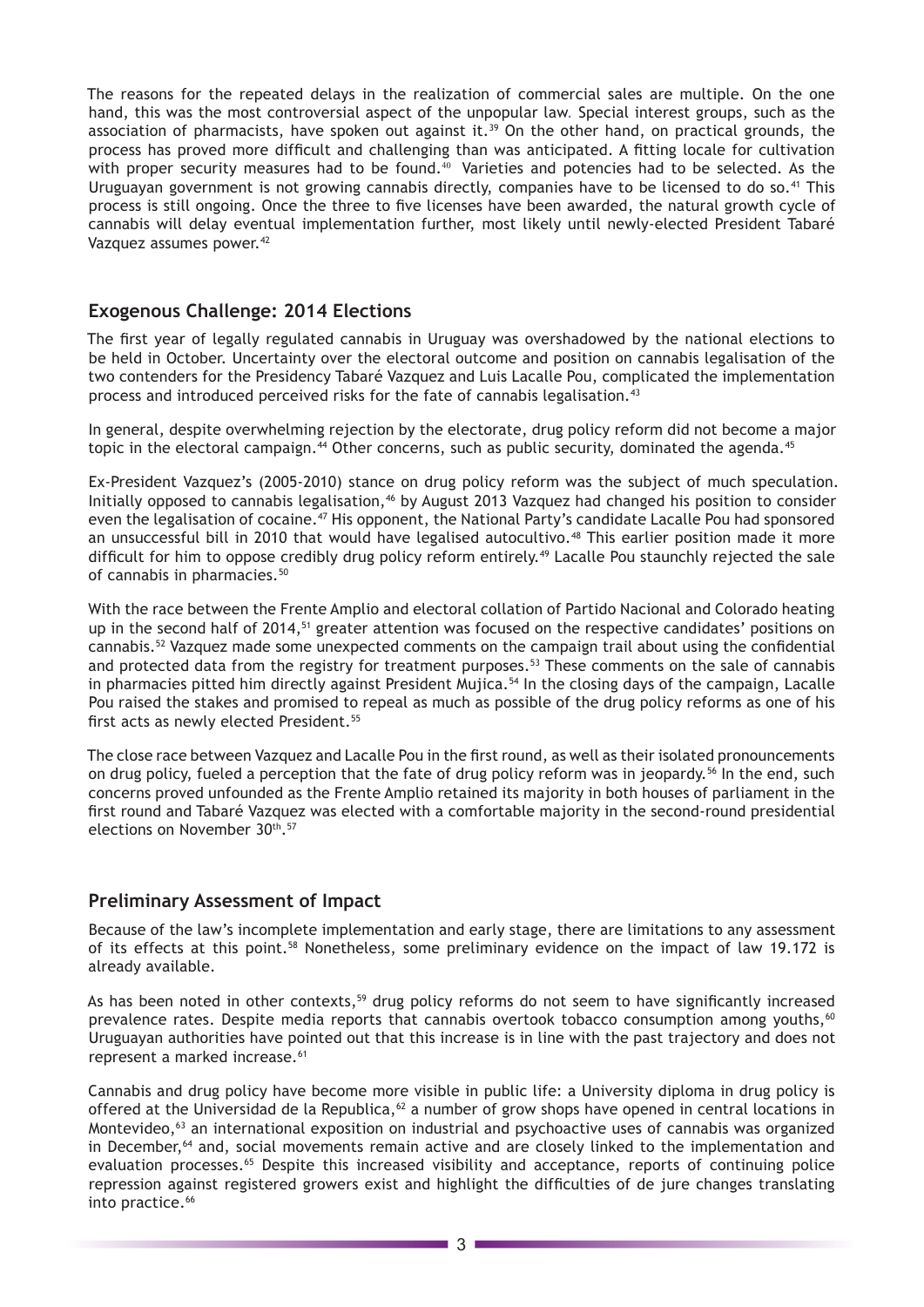The reasons for the repeated delays in the realization of commercial sales are multiple. On the one hand, this was the most controversial aspect of the unpopular law. Special interest groups, such as the association of pharmacists, have spoken out against it.[39] On the other hand, on practical grounds, the process has proved more difficult and challenging than was anticipated. A fitting locale for cultivation with proper security measures had to be found.[40] Varieties and potencies had to be selected. As the Uruguayan government is not growing cannabis directly, companies have to be licensed to do so.[41] This process is still ongoing. Once the three to five licenses have been awarded, the natural growth cycle of cannabis will delay eventual implementation further, most likely until newly-elected President Tabaré Vazquez assumes power.[42]

## Exogenous Challenge: 2014 Elections

The first year of legally regulated cannabis in Uruguay was overshadowed by the national elections to be held in October. Uncertainty over the electoral outcome and position on cannabis legalisation of the two contenders for the Presidency Tabaré Vazquez and Luis Lacalle Pou, complicated the implementation process and introduced perceived risks for the fate of cannabis legalisation.[43]

In general, despite overwhelming rejection by the electorate, drug policy reform did not become a major topic in the electoral campaign.[44] Other concerns, such as public security, dominated the agenda.[45]

Ex-President Vazquez's (2005-2010) stance on drug policy reform was the subject of much speculation. Initially opposed to cannabis legalisation,[46] by August 2013 Vazquez had changed his position to consider even the legalisation of cocaine.[47] His opponent, the National Party's candidate Lacalle Pou had sponsored an unsuccessful bill in 2010 that would have legalised autocultivo.[48] This earlier position made it more difficult for him to oppose credibly drug policy reform entirely.[49] Lacalle Pou staunchly rejected the sale of cannabis in pharmacies.[50]

With the race between the Frente Amplio and electoral collation of Partido Nacional and Colorado heating up in the second half of 2014,[51] greater attention was focused on the respective candidates' positions on cannabis.[52] Vazquez made some unexpected comments on the campaign trail about using the confidential and protected data from the registry for treatment purposes.[53] These comments on the sale of cannabis in pharmacies pitted him directly against President Mujica.[54] In the closing days of the campaign, Lacalle Pou raised the stakes and promised to repeal as much as possible of the drug policy reforms as one of his first acts as newly elected President.[55]

The close race between Vazquez and Lacalle Pou in the first round, as well as their isolated pronouncements on drug policy, fueled a perception that the fate of drug policy reform was in jeopardy.[56] In the end, such concerns proved unfounded as the Frente Amplio retained its majority in both houses of parliament in the first round and Tabaré Vazquez was elected with a comfortable majority in the second-round presidential elections on November 30th.[57]

## Preliminary Assessment of Impact

Because of the law's incomplete implementation and early stage, there are limitations to any assessment of its effects at this point.[58] Nonetheless, some preliminary evidence on the impact of law 19.172 is already available.

As has been noted in other contexts,[59] drug policy reforms do not seem to have significantly increased prevalence rates. Despite media reports that cannabis overtook tobacco consumption among youths,[60] Uruguayan authorities have pointed out that this increase is in line with the past trajectory and does not represent a marked increase.[61]

Cannabis and drug policy have become more visible in public life: a University diploma in drug policy is offered at the Universidad de la Republica,[62] a number of grow shops have opened in central locations in Montevideo,[63] an international exposition on industrial and psychoactive uses of cannabis was organized in December,[64] and, social movements remain active and are closely linked to the implementation and evaluation processes.[65] Despite this increased visibility and acceptance, reports of continuing police repression against registered growers exist and highlight the difficulties of de jure changes translating into practice.[66]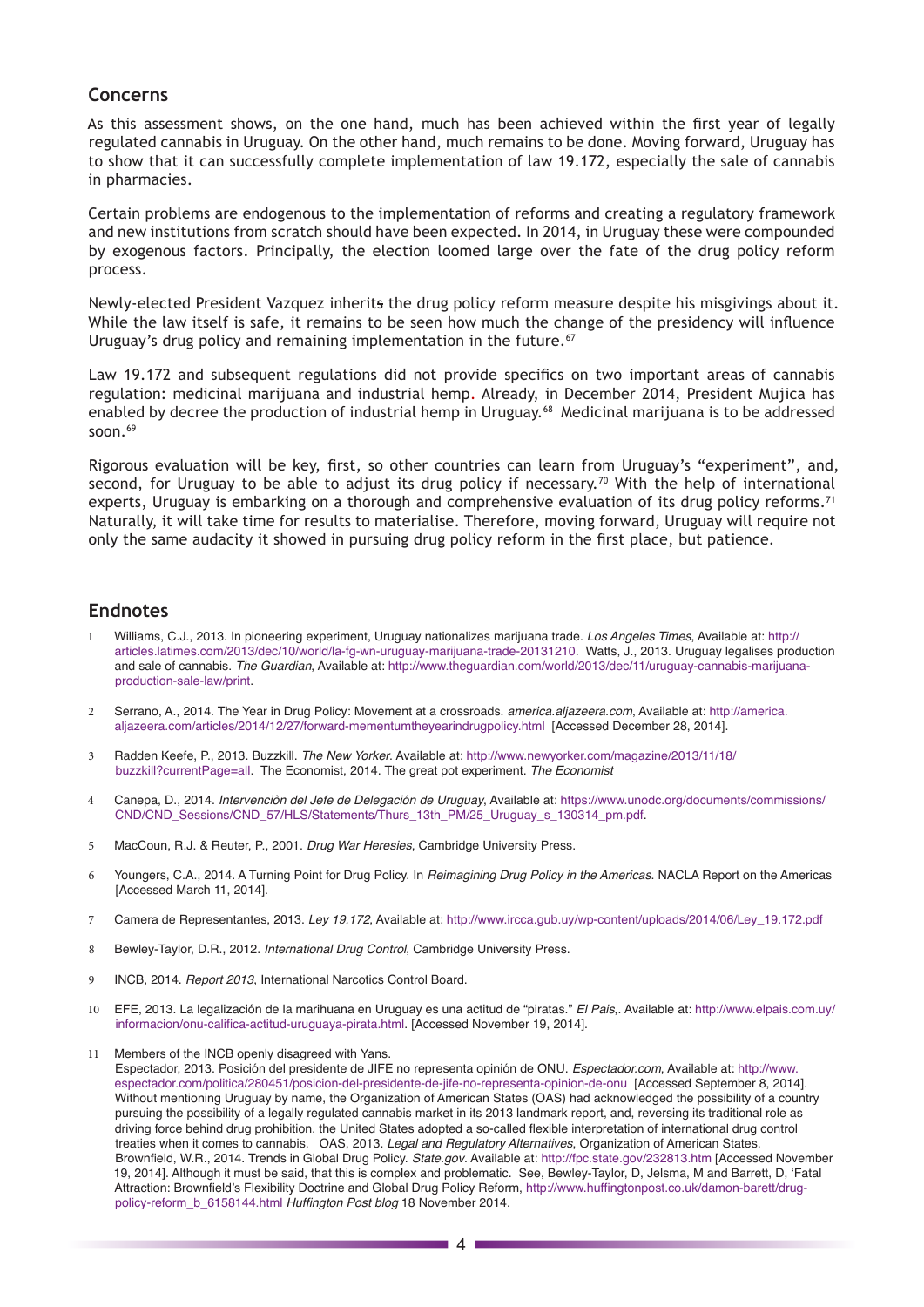## Concerns

As this assessment shows, on the one hand, much has been achieved within the first year of legally regulated cannabis in Uruguay. On the other hand, much remains to be done. Moving forward, Uruguay has to show that it can successfully complete implementation of law 19.172, especially the sale of cannabis in pharmacies.

Certain problems are endogenous to the implementation of reforms and creating a regulatory framework and new institutions from scratch should have been expected. In 2014, in Uruguay these were compounded by exogenous factors. Principally, the election loomed large over the fate of the drug policy reform process.

Newly-elected President Vazquez inherits the drug policy reform measure despite his misgivings about it. While the law itself is safe, it remains to be seen how much the change of the presidency will influence Uruguay's drug policy and remaining implementation in the future.[67]

Law 19.172 and subsequent regulations did not provide specifics on two important areas of cannabis regulation: medicinal marijuana and industrial hemp. Already, in December 2014, President Mujica has enabled by decree the production of industrial hemp in Uruguay.[68] Medicinal marijuana is to be addressed soon.[69]

Rigorous evaluation will be key, first, so other countries can learn from Uruguay's "experiment", and, second, for Uruguay to be able to adjust its drug policy if necessary.[70] With the help of international experts, Uruguay is embarking on a thorough and comprehensive evaluation of its drug policy reforms.[71] Naturally, it will take time for results to materialise. Therefore, moving forward, Uruguay will require not only the same audacity it showed in pursuing drug policy reform in the first place, but patience.

## Endnotes

1. Williams, C.J., 2013. In pioneering experiment, Uruguay nationalizes marijuana trade. *Los Angeles Times*, Available at: http://articles.latimes.com/2013/dec/10/world/la-fg-wn-uruguay-marijuana-trade-20131210. Watts, J., 2013. Uruguay legalises production and sale of cannabis. *The Guardian*, Available at: http://www.theguardian.com/world/2013/dec/11/uruguay-cannabis-marijuana-production-sale-law/print.

2. Serrano, A., 2014. The Year in Drug Policy: Movement at a crossroads. *america.aljazeera.com*, Available at: http://america.aljazeera.com/articles/2014/12/27/forward-mementumtheyearindrugpolicy.html [Accessed December 28, 2014].

3. Radden Keefe, P., 2013. Buzzkill. *The New Yorker*. Available at: http://www.newyorker.com/magazine/2013/11/18/buzzkill?currentPage=all. The Economist, 2014. The great pot experiment. *The Economist*

4. Canepa, D., 2014. *Intervenciòn del Jefe de Delegación de Uruguay*, Available at: https://www.unodc.org/documents/commissions/CND/CND_Sessions/CND_57/HLS/Statements/Thurs_13th_PM/25_Uruguay_s_130314_pm.pdf.

5. MacCoun, R.J. & Reuter, P., 2001. *Drug War Heresies*, Cambridge University Press.

6. Youngers, C.A., 2014. A Turning Point for Drug Policy. In *Reimagining Drug Policy in the Americas*. NACLA Report on the Americas [Accessed March 11, 2014].

7. Camera de Representantes, 2013. *Ley 19.172*, Available at: http://www.ircca.gub.uy/wp-content/uploads/2014/06/Ley_19.172.pdf

8. Bewley-Taylor, D.R., 2012. *International Drug Control*, Cambridge University Press.

9. INCB, 2014. *Report 2013*, International Narcotics Control Board.

10. EFE, 2013. La legalización de la marihuana en Uruguay es una actitud de "piratas." *El Pais*,. Available at: http://www.elpais.com.uy/informacion/onu-califica-actitud-uruguaya-pirata.html. [Accessed November 19, 2014].

11. Members of the INCB openly disagreed with Yans.
    Espectador, 2013. Posición del presidente de JIFE no representa opinión de ONU. *Espectador.com*, Available at: http://www.espectador.com/politica/280451/posicion-del-presidente-de-jife-no-representa-opinion-de-onu [Accessed September 8, 2014].
    Without mentioning Uruguay by name, the Organization of American States (OAS) had acknowledged the possibility of a country pursuing the possibility of a legally regulated cannabis market in its 2013 landmark report, and, reversing its traditional role as driving force behind drug prohibition, the United States adopted a so-called flexible interpretation of international drug control treaties when it comes to cannabis. OAS, 2013. *Legal and Regulatory Alternatives*, Organization of American States.
    Brownfield, W.R., 2014. Trends in Global Drug Policy. *State.gov*. Available at: http://fpc.state.gov/232813.htm [Accessed November 19, 2014]. Although it must be said, that this is complex and problematic. See, Bewley-Taylor, D, Jelsma, M and Barrett, D, 'Fatal Attraction: Brownfield's Flexibility Doctrine and Global Drug Policy Reform, http://www.huffingtonpost.co.uk/damon-barett/drug-policy-reform_b_6158144.html *Huffington Post blog* 18 November 2014.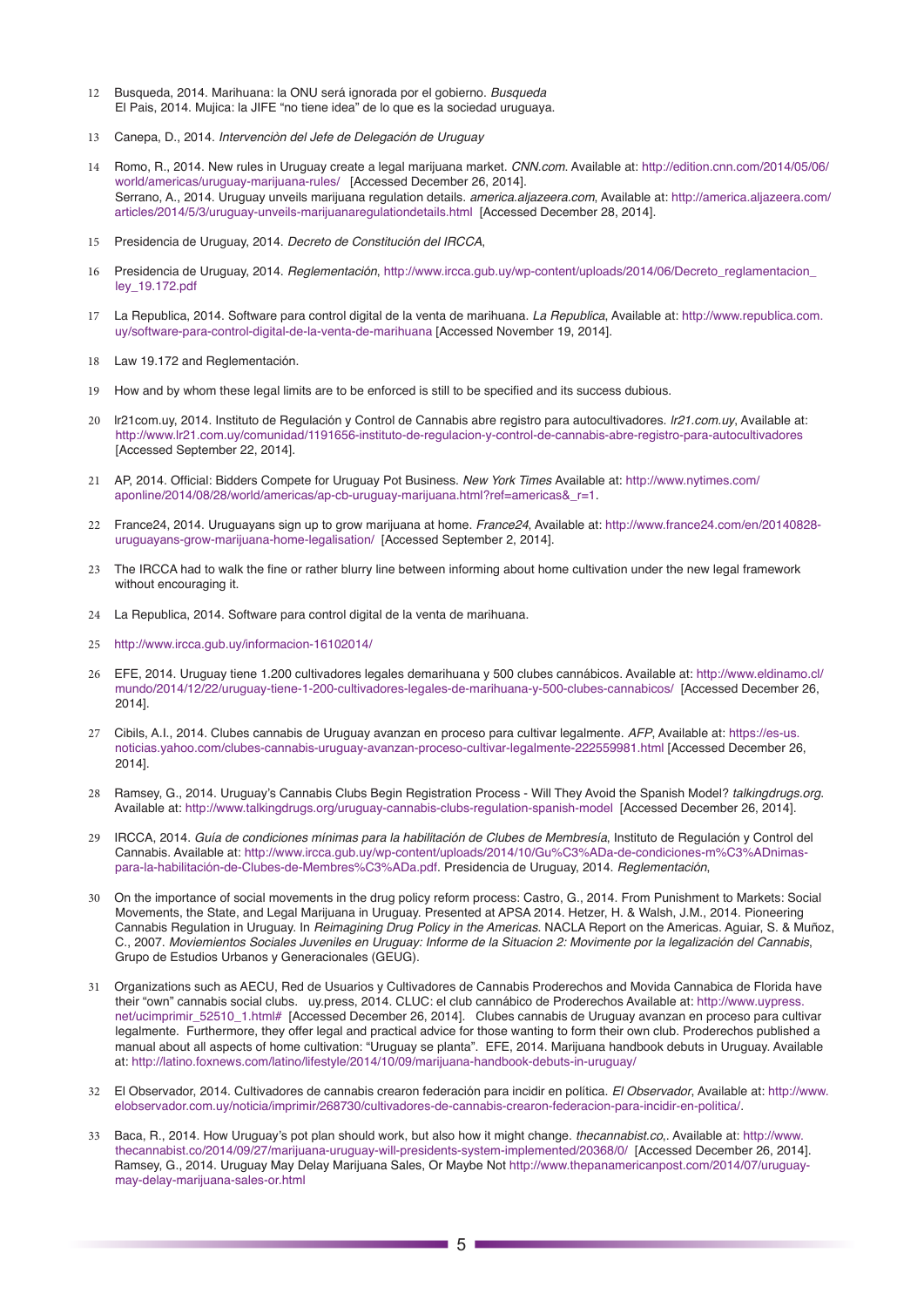12 Busqueda, 2014. Marihuana: la ONU será ignorada por el gobierno. *Busqueda*
El Pais, 2014. Mujica: la JIFE "no tiene idea" de lo que es la sociedad uruguaya.

13 Canepa, D., 2014. *Intervenciòn del Jefe de Delegación de Uruguay*

14 Romo, R., 2014. New rules in Uruguay create a legal marijuana market. *CNN.com*. Available at: http://edition.cnn.com/2014/05/06/world/americas/uruguay-marijuana-rules/ [Accessed December 26, 2014].
Serrano, A., 2014. Uruguay unveils marijuana regulation details. *america.aljazeera.com*, Available at: http://america.aljazeera.com/articles/2014/5/3/uruguay-unveils-marijuanaregulationdetails.html [Accessed December 28, 2014].

15 Presidencia de Uruguay, 2014. *Decreto de Constitución del IRCCA*,

16 Presidencia de Uruguay, 2014. *Reglementación*, http://www.ircca.gub.uy/wp-content/uploads/2014/06/Decreto_reglamentacion_ley_19.172.pdf

17 La Republica, 2014. Software para control digital de la venta de marihuana. *La Republica*, Available at: http://www.republica.com.uy/software-para-control-digital-de-la-venta-de-marihuana [Accessed November 19, 2014].

18 Law 19.172 and Reglementación.

19 How and by whom these legal limits are to be enforced is still to be specified and its success dubious.

20 lr21com.uy, 2014. Instituto de Regulación y Control de Cannabis abre registro para autocultivadores. *lr21.com.uy*, Available at: http://www.lr21.com.uy/comunidad/1191656-instituto-de-regulacion-y-control-de-cannabis-abre-registro-para-autocultivadores [Accessed September 22, 2014].

21 AP, 2014. Official: Bidders Compete for Uruguay Pot Business. *New York Times* Available at: http://www.nytimes.com/aponline/2014/08/28/world/americas/ap-cb-uruguay-marijuana.html?ref=americas&_r=1.

22 France24, 2014. Uruguayans sign up to grow marijuana at home. *France24*, Available at: http://www.france24.com/en/20140828-uruguayans-grow-marijuana-home-legalisation/ [Accessed September 2, 2014].

23 The IRCCA had to walk the fine or rather blurry line between informing about home cultivation under the new legal framework without encouraging it.

24 La Republica, 2014. Software para control digital de la venta de marihuana.

25 http://www.ircca.gub.uy/informacion-16102014/

26 EFE, 2014. Uruguay tiene 1.200 cultivadores legales demarihuana y 500 clubes cannábicos. Available at: http://www.eldinamo.cl/mundo/2014/12/22/uruguay-tiene-1-200-cultivadores-legales-de-marihuana-y-500-clubes-cannabicos/ [Accessed December 26, 2014].

27 Cibils, A.I., 2014. Clubes cannabis de Uruguay avanzan en proceso para cultivar legalmente. *AFP*, Available at: https://es-us.noticias.yahoo.com/clubes-cannabis-uruguay-avanzan-proceso-cultivar-legalmente-222559981.html [Accessed December 26, 2014].

28 Ramsey, G., 2014. Uruguay's Cannabis Clubs Begin Registration Process - Will They Avoid the Spanish Model? *talkingdrugs.org*. Available at: http://www.talkingdrugs.org/uruguay-cannabis-clubs-regulation-spanish-model [Accessed December 26, 2014].

29 IRCCA, 2014. *Guía de condiciones mínimas para la habilitación de Clubes de Membresía*, Instituto de Regulación y Control del Cannabis. Available at: http://www.ircca.gub.uy/wp-content/uploads/2014/10/Gu%C3%ADa-de-condiciones-m%C3%ADnimas-para-la-habilitación-de-Clubes-de-Membres%C3%ADa.pdf. Presidencia de Uruguay, 2014. *Reglementación*,

30 On the importance of social movements in the drug policy reform process: Castro, G., 2014. From Punishment to Markets: Social Movements, the State, and Legal Marijuana in Uruguay. Presented at APSA 2014. Hetzer, H. & Walsh, J.M., 2014. Pioneering Cannabis Regulation in Uruguay. In *Reimagining Drug Policy in the Americas*. NACLA Report on the Americas. Aguiar, S. & Muñoz, C., 2007. *Moviemientos Sociales Juveniles en Uruguay: Informe de la Situacion 2: Movimente por la legalización del Cannabis*, Grupo de Estudios Urbanos y Generacionales (GEUG).

31 Organizations such as AECU, Red de Usuarios y Cultivadores de Cannabis Proderechos and Movida Cannabica de Florida have their "own" cannabis social clubs. uy.press, 2014. CLUC: el club cannábico de Proderechos Available at: http://www.uypress.net/ucimprimir_52510_1.html# [Accessed December 26, 2014]. Clubes cannabis de Uruguay avanzan en proceso para cultivar legalmente. Furthermore, they offer legal and practical advice for those wanting to form their own club. Proderechos published a manual about all aspects of home cultivation: "Uruguay se planta". EFE, 2014. Marijuana handbook debuts in Uruguay. Available at: http://latino.foxnews.com/latino/lifestyle/2014/10/09/marijuana-handbook-debuts-in-uruguay/

32 El Observador, 2014. Cultivadores de cannabis crearon federación para incidir en política. *El Observador*, Available at: http://www.elobservador.com.uy/noticia/imprimir/268730/cultivadores-de-cannabis-crearon-federacion-para-incidir-en-politica/.

33 Baca, R., 2014. How Uruguay's pot plan should work, but also how it might change. *thecannabist.co*,. Available at: http://www.thecannabist.co/2014/09/27/marijuana-uruguay-will-presidents-system-implemented/20368/0/ [Accessed December 26, 2014].
Ramsey, G., 2014. Uruguay May Delay Marijuana Sales, Or Maybe Not http://www.thepanamericanpost.com/2014/07/uruguay-may-delay-marijuana-sales-or.html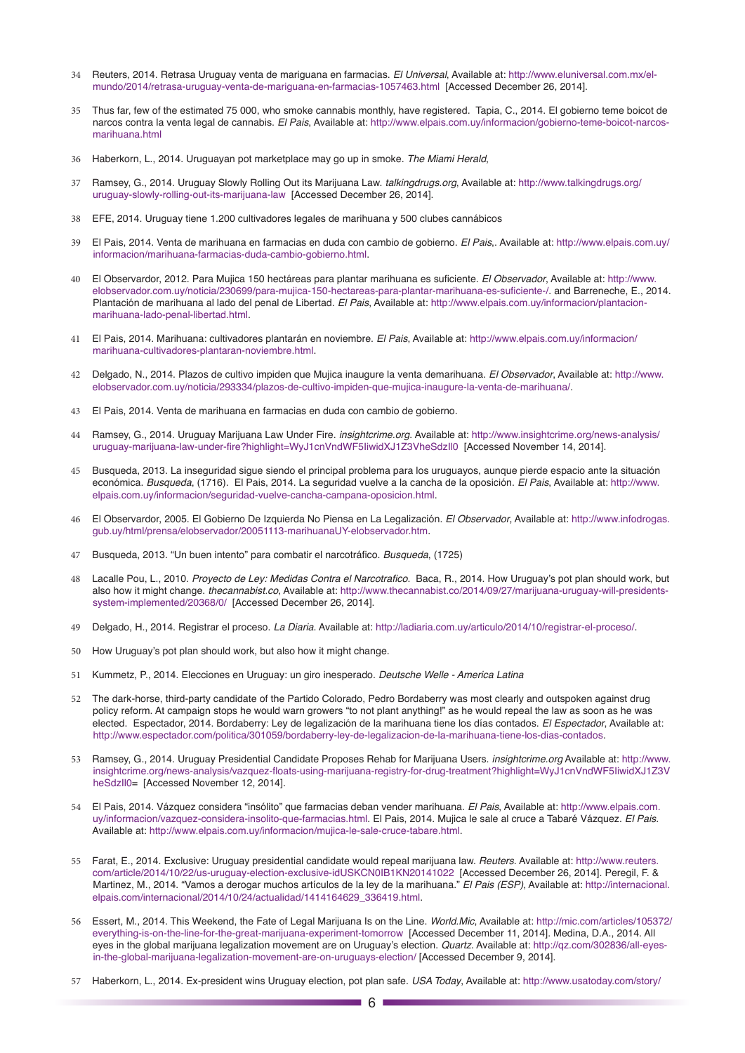34 Reuters, 2014. Retrasa Uruguay venta de mariguana en farmacias. *El Universal*, Available at: http://www.eluniversal.com.mx/el-mundo/2014/retrasa-uruguay-venta-de-mariguana-en-farmacias-1057463.html [Accessed December 26, 2014].

35 Thus far, few of the estimated 75 000, who smoke cannabis monthly, have registered. Tapia, C., 2014. El gobierno teme boicot de narcos contra la venta legal de cannabis. *El Pais*, Available at: http://www.elpais.com.uy/informacion/gobierno-teme-boicot-narcos-marihuana.html

36 Haberkorn, L., 2014. Uruguayan pot marketplace may go up in smoke. *The Miami Herald*,

37 Ramsey, G., 2014. Uruguay Slowly Rolling Out its Marijuana Law. *talkingdrugs.org*, Available at: http://www.talkingdrugs.org/uruguay-slowly-rolling-out-its-marijuana-law [Accessed December 26, 2014].

38 EFE, 2014. Uruguay tiene 1.200 cultivadores legales de marihuana y 500 clubes cannábicos

39 El Pais, 2014. Venta de marihuana en farmacias en duda con cambio de gobierno. *El Pais*,. Available at: http://www.elpais.com.uy/informacion/marihuana-farmacias-duda-cambio-gobierno.html.

40 El Observardor, 2012. Para Mujica 150 hectáreas para plantar marihuana es suficiente. *El Observador*, Available at: http://www.elobservador.com.uy/noticia/230699/para-mujica-150-hectareas-para-plantar-marihuana-es-suficiente-/. and Barreneche, E., 2014. Plantación de marihuana al lado del penal de Libertad. *El Pais*, Available at: http://www.elpais.com.uy/informacion/plantacion-marihuana-lado-penal-libertad.html.

41 El Pais, 2014. Marihuana: cultivadores plantarán en noviembre. *El Pais*, Available at: http://www.elpais.com.uy/informacion/marihuana-cultivadores-plantaran-noviembre.html.

42 Delgado, N., 2014. Plazos de cultivo impiden que Mujica inaugure la venta demarihuana. *El Observador*, Available at: http://www.elobservador.com.uy/noticia/293334/plazos-de-cultivo-impiden-que-mujica-inaugure-la-venta-de-marihuana/.

43 El Pais, 2014. Venta de marihuana en farmacias en duda con cambio de gobierno.

44 Ramsey, G., 2014. Uruguay Marijuana Law Under Fire. *insightcrime.org*. Available at: http://www.insightcrime.org/news-analysis/uruguay-marijuana-law-under-fire?highlight=WyJ1cnVndWF5IiwidXJ1Z3VheSdzIl0 [Accessed November 14, 2014].

45 Busqueda, 2013. La inseguridad sigue siendo el principal problema para los uruguayos, aunque pierde espacio ante la situación económica. *Busqueda*, (1716). El Pais, 2014. La seguridad vuelve a la cancha de la oposición. *El Pais*, Available at: http://www.elpais.com.uy/informacion/seguridad-vuelve-cancha-campana-oposicion.html.

46 El Observardor, 2005. El Gobierno De Izquierda No Piensa en La Legalización. *El Observador*, Available at: http://www.infodrogas.gub.uy/html/prensa/elobservador/20051113-marihuanaUY-elobservador.htm.

47 Busqueda, 2013. "Un buen intento" para combatir el narcotráfico. *Busqueda*, (1725)

48 Lacalle Pou, L., 2010. *Proyecto de Ley: Medidas Contra el Narcotrafico*. Baca, R., 2014. How Uruguay's pot plan should work, but also how it might change. *thecannabist.co*, Available at: http://www.thecannabist.co/2014/09/27/marijuana-uruguay-will-presidents-system-implemented/20368/0/ [Accessed December 26, 2014].

49 Delgado, H., 2014. Registrar el proceso. *La Diaria*. Available at: http://ladiaria.com.uy/articulo/2014/10/registrar-el-proceso/.

50 How Uruguay's pot plan should work, but also how it might change.

51 Kummetz, P., 2014. Elecciones en Uruguay: un giro inesperado. *Deutsche Welle - America Latina*

52 The dark-horse, third-party candidate of the Partido Colorado, Pedro Bordaberry was most clearly and outspoken against drug policy reform. At campaign stops he would warn growers "to not plant anything!" as he would repeal the law as soon as he was elected. Espectador, 2014. Bordaberry: Ley de legalización de la marihuana tiene los días contados. *El Espectador*, Available at: http://www.espectador.com/politica/301059/bordaberry-ley-de-legalizacion-de-la-marihuana-tiene-los-dias-contados.

53 Ramsey, G., 2014. Uruguay Presidential Candidate Proposes Rehab for Marijuana Users. *insightcrime.org* Available at: http://www.insightcrime.org/news-analysis/vazquez-floats-using-marijuana-registry-for-drug-treatment?highlight=WyJ1cnVndWF5IiwidXJ1Z3VheSdzIl0= [Accessed November 12, 2014].

54 El Pais, 2014. Vázquez considera "insólito" que farmacias deban vender marihuana. *El Pais*, Available at: http://www.elpais.com.uy/informacion/vazquez-considera-insolito-que-farmacias.html. El Pais, 2014. Mujica le sale al cruce a Tabaré Vázquez. *El Pais*. Available at: http://www.elpais.com.uy/informacion/mujica-le-sale-cruce-tabare.html.

55 Farat, E., 2014. Exclusive: Uruguay presidential candidate would repeal marijuana law. *Reuters*. Available at: http://www.reuters.com/article/2014/10/22/us-uruguay-election-exclusive-idUSKCN0IB1KN20141022 [Accessed December 26, 2014]. Peregil, F. & Martinez, M., 2014. "Vamos a derogar muchos artículos de la ley de la marihuana." *El Pais (ESP)*, Available at: http://internacional.elpais.com/internacional/2014/10/24/actualidad/1414164629_336419.html.

56 Essert, M., 2014. This Weekend, the Fate of Legal Marijuana Is on the Line. *World.Mic*, Available at: http://mic.com/articles/105372/everything-is-on-the-line-for-the-great-marijuana-experiment-tomorrow [Accessed December 11, 2014]. Medina, D.A., 2014. All eyes in the global marijuana legalization movement are on Uruguay's election. *Quartz*. Available at: http://qz.com/302836/all-eyes-in-the-global-marijuana-legalization-movement-are-on-uruguays-election/ [Accessed December 9, 2014].

57 Haberkorn, L., 2014. Ex-president wins Uruguay election, pot plan safe. *USA Today*, Available at: http://www.usatoday.com/story/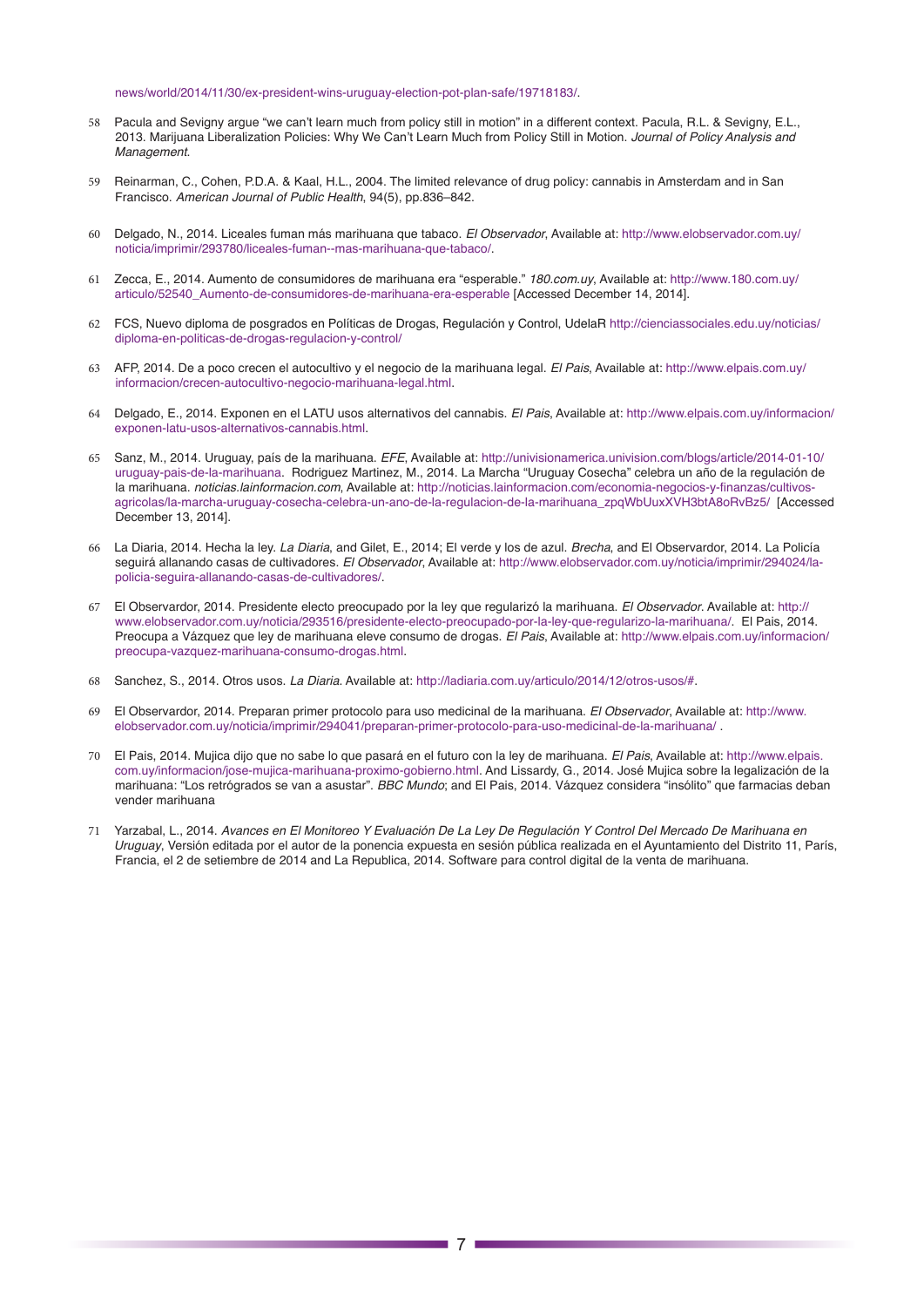news/world/2014/11/30/ex-president-wins-uruguay-election-pot-plan-safe/19718183/.

58 Pacula and Sevigny argue "we can't learn much from policy still in motion" in a different context. Pacula, R.L. & Sevigny, E.L., 2013. Marijuana Liberalization Policies: Why We Can't Learn Much from Policy Still in Motion. *Journal of Policy Analysis and Management*.

59 Reinarman, C., Cohen, P.D.A. & Kaal, H.L., 2004. The limited relevance of drug policy: cannabis in Amsterdam and in San Francisco. *American Journal of Public Health*, 94(5), pp.836–842.

60 Delgado, N., 2014. Liceales fuman más marihuana que tabaco. *El Observador*, Available at: http://www.elobservador.com.uy/noticia/imprimir/293780/liceales-fuman--mas-marihuana-que-tabaco/.

61 Zecca, E., 2014. Aumento de consumidores de marihuana era "esperable." *180.com.uy*, Available at: http://www.180.com.uy/articulo/52540_Aumento-de-consumidores-de-marihuana-era-esperable [Accessed December 14, 2014].

62 FCS, Nuevo diploma de posgrados en Políticas de Drogas, Regulación y Control, UdelaR http://cienciassociales.edu.uy/noticias/diploma-en-politicas-de-drogas-regulacion-y-control/

63 AFP, 2014. De a poco crecen el autocultivo y el negocio de la marihuana legal. *El Pais*, Available at: http://www.elpais.com.uy/informacion/crecen-autocultivo-negocio-marihuana-legal.html.

64 Delgado, E., 2014. Exponen en el LATU usos alternativos del cannabis. *El Pais*, Available at: http://www.elpais.com.uy/informacion/exponen-latu-usos-alternativos-cannabis.html.

65 Sanz, M., 2014. Uruguay, país de la marihuana. *EFE*, Available at: http://univisionamerica.univision.com/blogs/article/2014-01-10/uruguay-pais-de-la-marihuana. Rodriguez Martinez, M., 2014. La Marcha "Uruguay Cosecha" celebra un año de la regulación de la marihuana. *noticias.lainformacion.com*, Available at: http://noticias.lainformacion.com/economia-negocios-y-finanzas/cultivos-agricolas/la-marcha-uruguay-cosecha-celebra-un-ano-de-la-regulacion-de-la-marihuana_zpqWbUuxXVH3btA8oRvBz5/ [Accessed December 13, 2014].

66 La Diaria, 2014. Hecha la ley. *La Diaria*, and Gilet, E., 2014; El verde y los de azul. *Brecha*, and El Observardor, 2014. La Policía seguirá allanando casas de cultivadores. *El Observador*, Available at: http://www.elobservador.com.uy/noticia/imprimir/294024/la-policia-seguira-allanando-casas-de-cultivadores/.

67 El Observardor, 2014. Presidente electo preocupado por la ley que regularizó la marihuana. *El Observador*. Available at: http://www.elobservador.com.uy/noticia/293516/presidente-electo-preocupado-por-la-ley-que-regularizo-la-marihuana/. El Pais, 2014. Preocupa a Vázquez que ley de marihuana eleve consumo de drogas. *El Pais*, Available at: http://www.elpais.com.uy/informacion/preocupa-vazquez-marihuana-consumo-drogas.html.

68 Sanchez, S., 2014. Otros usos. *La Diaria*. Available at: http://ladiaria.com.uy/articulo/2014/12/otros-usos/#.

69 El Observardor, 2014. Preparan primer protocolo para uso medicinal de la marihuana. *El Observador*, Available at: http://www.elobservador.com.uy/noticia/imprimir/294041/preparan-primer-protocolo-para-uso-medicinal-de-la-marihuana/ .

70 El Pais, 2014. Mujica dijo que no sabe lo que pasará en el futuro con la ley de marihuana. *El Pais*, Available at: http://www.elpais.com.uy/informacion/jose-mujica-marihuana-proximo-gobierno.html. And Lissardy, G., 2014. José Mujica sobre la legalización de la marihuana: "Los retrógrados se van a asustar". *BBC Mundo*; and El Pais, 2014. Vázquez considera "insólito" que farmacias deban vender marihuana

71 Yarzabal, L., 2014. *Avances en El Monitoreo Y Evaluación De La Ley De Regulación Y Control Del Mercado De Marihuana en Uruguay*, Versión editada por el autor de la ponencia expuesta en sesión pública realizada en el Ayuntamiento del Distrito 11, París, Francia, el 2 de setiembre de 2014 and La Republica, 2014. Software para control digital de la venta de marihuana.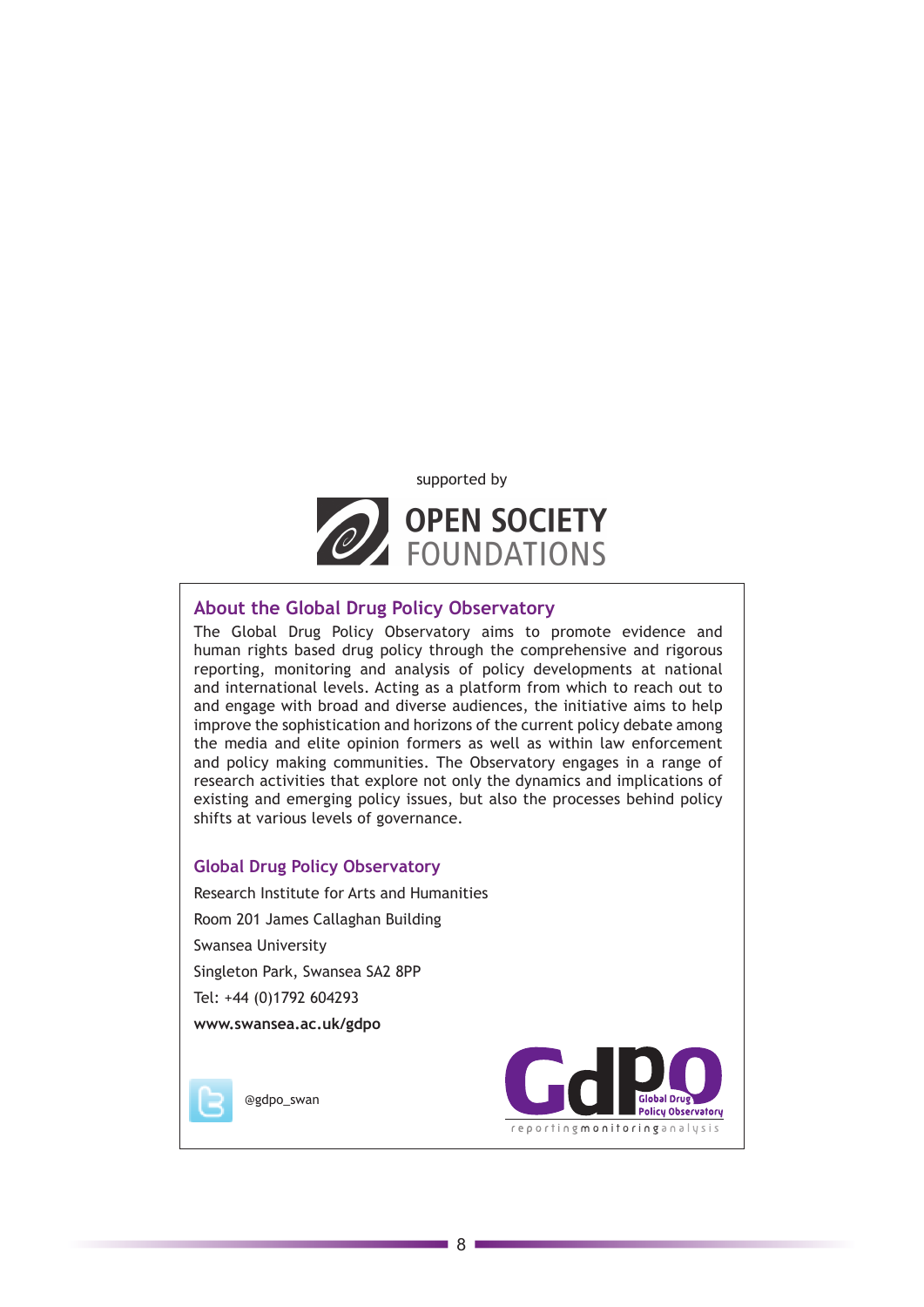supported by

OPEN SOCIETY FOUNDATIONS

## About the Global Drug Policy Observatory

The Global Drug Policy Observatory aims to promote evidence and human rights based drug policy through the comprehensive and rigorous reporting, monitoring and analysis of policy developments at national and international levels. Acting as a platform from which to reach out to and engage with broad and diverse audiences, the initiative aims to help improve the sophistication and horizons of the current policy debate among the media and elite opinion formers as well as within law enforcement and policy making communities. The Observatory engages in a range of research activities that explore not only the dynamics and implications of existing and emerging policy issues, but also the processes behind policy shifts at various levels of governance.

## Global Drug Policy Observatory

Research Institute for Arts and Humanities

Room 201 James Callaghan Building

Swansea University

Singleton Park, Swansea SA2 8PP

Tel: +44 (0)1792 604293

**www.swansea.ac.uk/gdpo**

@gdpo_swan

GdPO Global Drug Policy Observatory

reporting monitoring analysis